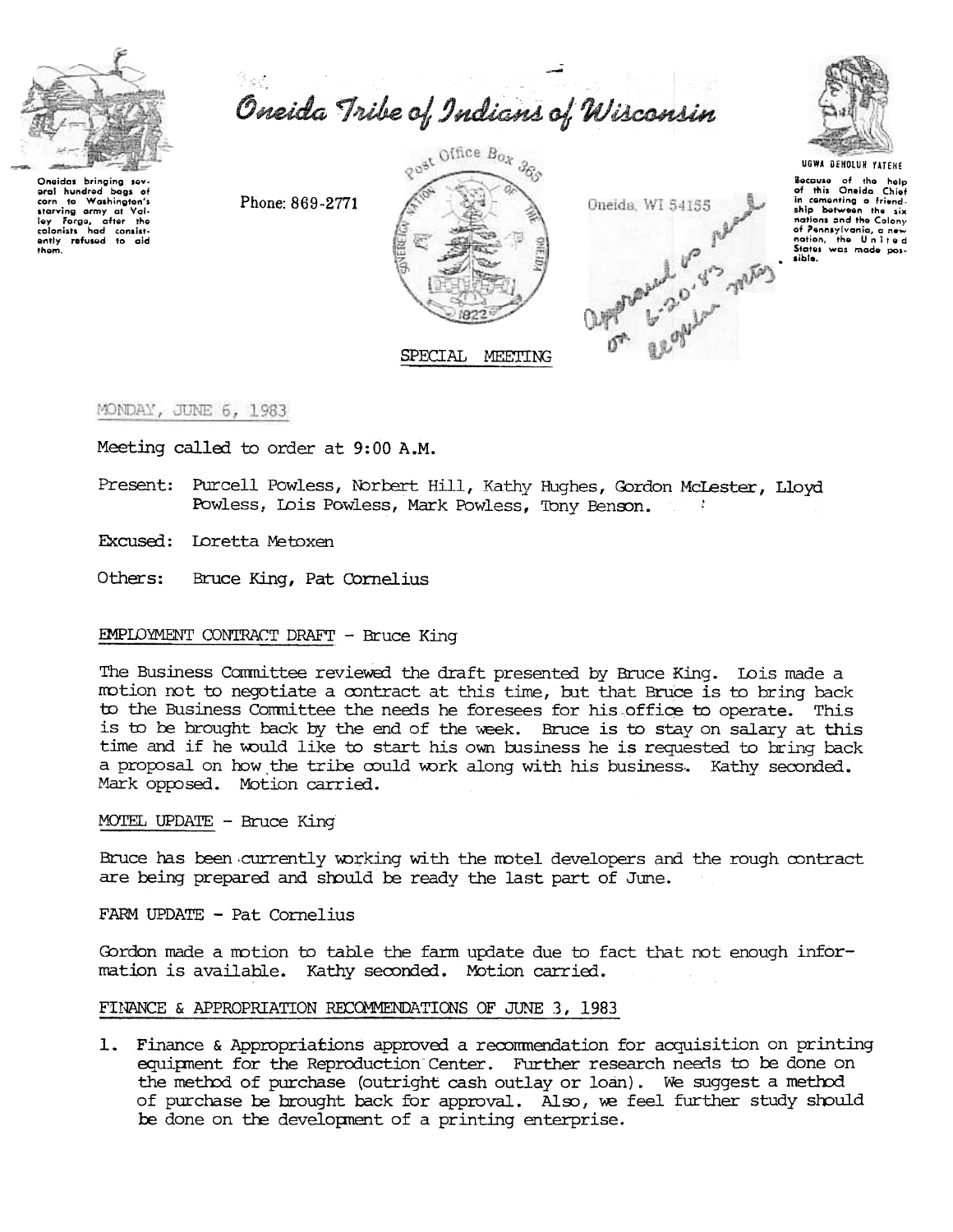Oneidas bringing several hundred bags of corn to Washington's starving army at Valley Forge, after the colonists had consistently refused to aid them.

# Oneida Tribe of Indians of Wisconsin

Phone: 869-2771

Post Office Box 365

Oneida, WI 54155

Approved as read on 6-20-83 regular mtg.

UGWA DEHOLUH YATEHE

Because of the help of this Oneida Chief in cementing a friendship between the six nations and the Colony of Pennsylvania, a new nation, the United States was made possible.

## SPECIAL MEETING

MONDAY, JUNE 6, 1983

Meeting called to order at 9:00 A.M.

Present: Purcell Powless, Norbert Hill, Kathy Hughes, Gordon McLester, Lloyd Powless, Lois Powless, Mark Powless, Tony Benson.

Excused: Loretta Metoxen

Others: Bruce King, Pat Cornelius

EMPLOYMENT CONTRACT DRAFT - Bruce King

The Business Committee reviewed the draft presented by Bruce King. Lois made a motion not to negotiate a contract at this time, but that Bruce is to bring back to the Business Committee the needs he foresees for his office to operate. This is to be brought back by the end of the week. Bruce is to stay on salary at this time and if he would like to start his own business he is requested to bring back a proposal on how the tribe could work along with his business. Kathy seconded. Mark opposed. Motion carried.

MOTEL UPDATE - Bruce King

Bruce has been currently working with the motel developers and the rough contract are being prepared and should be ready the last part of June.

FARM UPDATE - Pat Cornelius

Gordon made a motion to table the farm update due to fact that not enough information is available. Kathy seconded. Motion carried.

FINANCE & APPROPRIATION RECOMMENDATIONS OF JUNE 3, 1983

1. Finance & Appropriations approved a recommendation for acquisition on printing equipment for the Reproduction Center. Further research needs to be done on the method of purchase (outright cash outlay or loan). We suggest a method of purchase be brought back for approval. Also, we feel further study should be done on the development of a printing enterprise.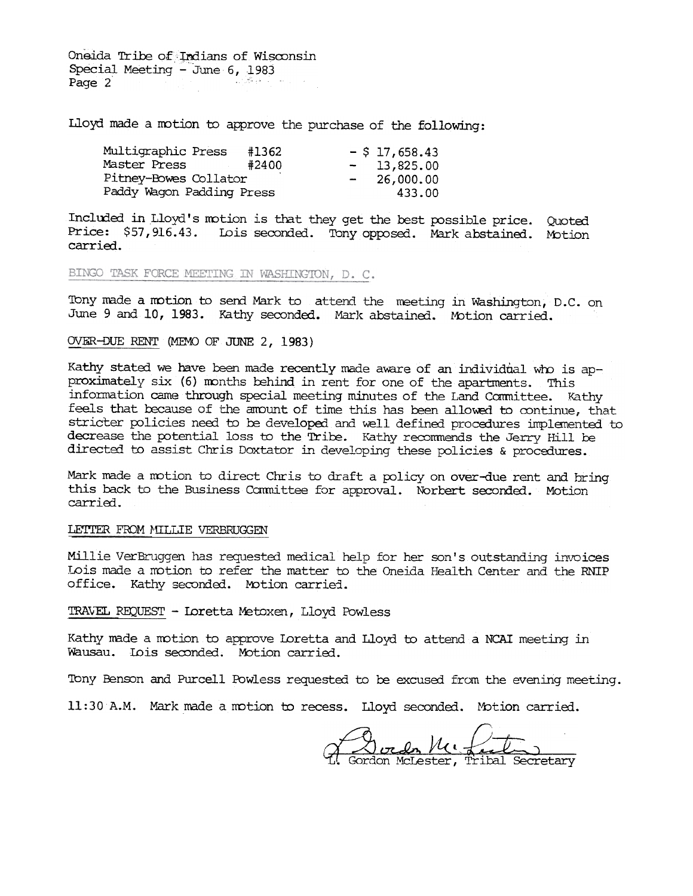Oneida Tribe of Indians of Wisconsin
Special Meeting - June 6, 1983
Page 2

Lloyd made a motion to approve the purchase of the following:

| | | |
|---|---|---|
| Multigraphic Press | #1362 | - $ 17,658.43 |
| Master Press | #2400 | - 13,825.00 |
| Pitney-Bowes Collator | | - 26,000.00 |
| Paddy Wagon Padding Press | | 433.00 |

Included in Lloyd's motion is that they get the best possible price. Quoted Price: $57,916.43. Lois seconded. Tony opposed. Mark abstained. Motion carried.

BINGO TASK FORCE MEETING IN WASHINGTON, D. C.

Tony made a motion to send Mark to attend the meeting in Washington, D.C. on June 9 and 10, 1983. Kathy seconded. Mark abstained. Motion carried.

OVER-DUE RENT (MEMO OF JUNE 2, 1983)

Kathy stated we have been made recently made aware of an individual who is approximately six (6) months behind in rent for one of the apartments. This information came through special meeting minutes of the Land Committee. Kathy feels that because of the amount of time this has been allowed to continue, that stricter policies need to be developed and well defined procedures implemented to decrease the potential loss to the Tribe. Kathy recommends the Jerry Hill be directed to assist Chris Doxtator in developing these policies & procedures.

Mark made a motion to direct Chris to draft a policy on over-due rent and bring this back to the Business Committee for approval. Norbert seconded. Motion carried.

LETTER FROM MILLIE VERBRUGGEN

Millie VerBruggen has requested medical help for her son's outstanding invoices Lois made a motion to refer the matter to the Oneida Health Center and the RNIP office. Kathy seconded. Motion carried.

TRAVEL REQUEST - Loretta Metoxen, Lloyd Powless

Kathy made a motion to approve Loretta and Lloyd to attend a NCAI meeting in Wausau. Lois seconded. Motion carried.

Tony Benson and Purcell Powless requested to be excused from the evening meeting.

11:30 A.M. Mark made a motion to recess. Lloyd seconded. Motion carried.

L. Gordon McLester, Tribal Secretary